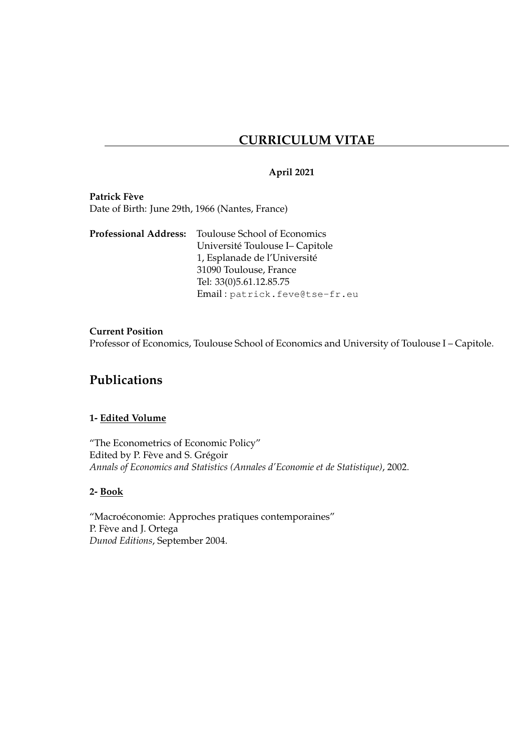# CURRICULUM VITAE

**April 2021**

**Patrick Fève**
Date of Birth: June 29th, 1966 (Nantes, France)

**Professional Address:** Toulouse School of Economics
Université Toulouse I– Capitole
1, Esplanade de l'Université
31090 Toulouse, France
Tel: 33(0)5.61.12.85.75
Email : patrick.feve@tse-fr.eu

**Current Position**
Professor of Economics, Toulouse School of Economics and University of Toulouse I – Capitole.

## Publications

### 1- Edited Volume

"The Econometrics of Economic Policy"
Edited by P. Fève and S. Grégoir
*Annals of Economics and Statistics (Annales d'Economie et de Statistique)*, 2002.

### 2- Book

"Macroéconomie: Approches pratiques contemporaines"
P. Fève and J. Ortega
*Dunod Editions*, September 2004.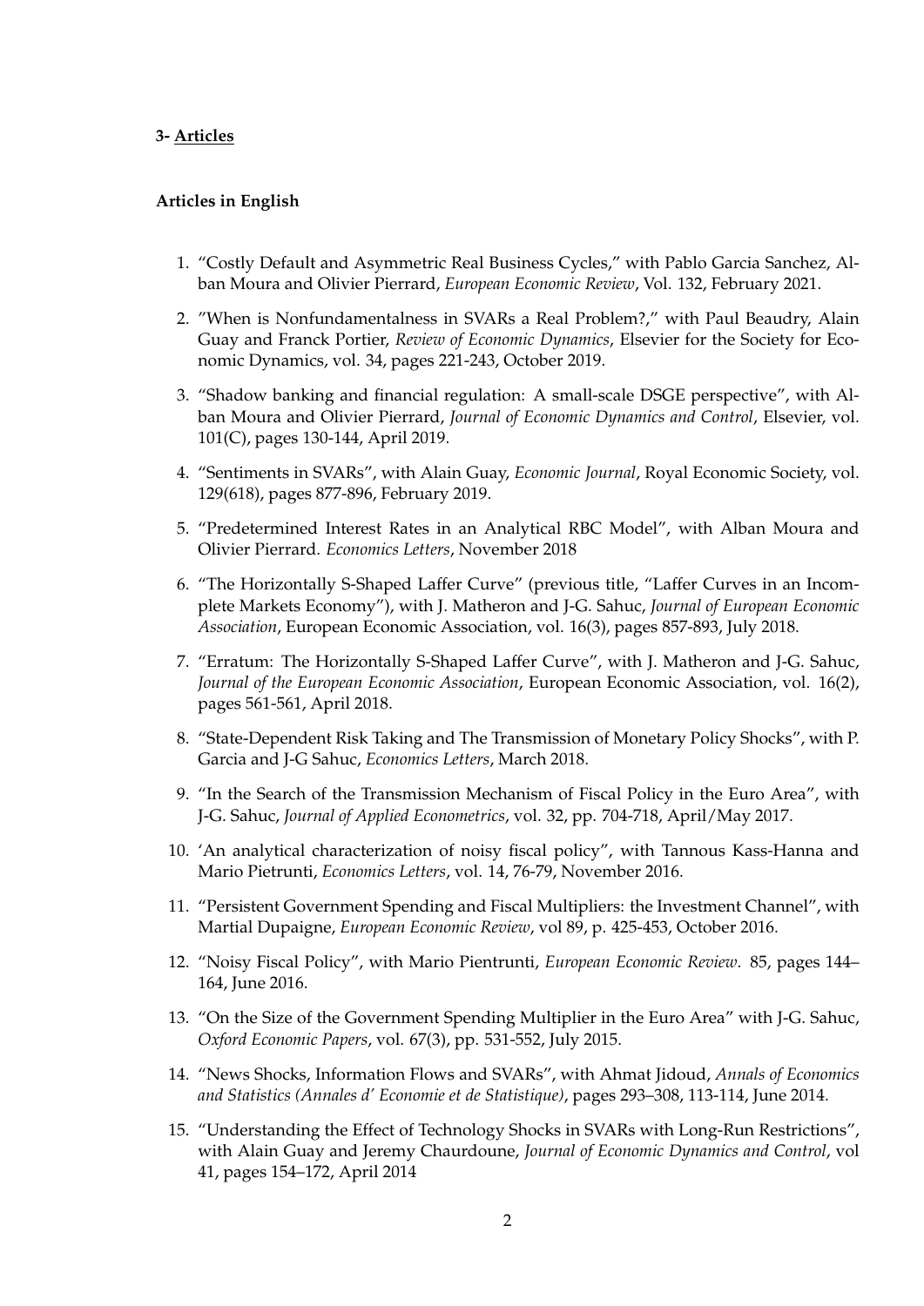**3- <u>Articles</u>**

**Articles in English**

1. "Costly Default and Asymmetric Real Business Cycles," with Pablo Garcia Sanchez, Alban Moura and Olivier Pierrard, *European Economic Review*, Vol. 132, February 2021.
2. "When is Nonfundamentalness in SVARs a Real Problem?," with Paul Beaudry, Alain Guay and Franck Portier, *Review of Economic Dynamics*, Elsevier for the Society for Economic Dynamics, vol. 34, pages 221-243, October 2019.
3. "Shadow banking and financial regulation: A small-scale DSGE perspective", with Alban Moura and Olivier Pierrard, *Journal of Economic Dynamics and Control*, Elsevier, vol. 101(C), pages 130-144, April 2019.
4. "Sentiments in SVARs", with Alain Guay, *Economic Journal*, Royal Economic Society, vol. 129(618), pages 877-896, February 2019.
5. "Predetermined Interest Rates in an Analytical RBC Model", with Alban Moura and Olivier Pierrard. *Economics Letters*, November 2018
6. "The Horizontally S-Shaped Laffer Curve" (previous title, "Laffer Curves in an Incomplete Markets Economy"), with J. Matheron and J-G. Sahuc, *Journal of European Economic Association*, European Economic Association, vol. 16(3), pages 857-893, July 2018.
7. "Erratum: The Horizontally S-Shaped Laffer Curve", with J. Matheron and J-G. Sahuc, *Journal of the European Economic Association*, European Economic Association, vol. 16(2), pages 561-561, April 2018.
8. "State-Dependent Risk Taking and The Transmission of Monetary Policy Shocks", with P. Garcia and J-G Sahuc, *Economics Letters*, March 2018.
9. "In the Search of the Transmission Mechanism of Fiscal Policy in the Euro Area", with J-G. Sahuc, *Journal of Applied Econometrics*, vol. 32, pp. 704-718, April/May 2017.
10. 'An analytical characterization of noisy fiscal policy", with Tannous Kass-Hanna and Mario Pietrunti, *Economics Letters*, vol. 14, 76-79, November 2016.
11. "Persistent Government Spending and Fiscal Multipliers: the Investment Channel", with Martial Dupaigne, *European Economic Review*, vol 89, p. 425-453, October 2016.
12. "Noisy Fiscal Policy", with Mario Pientrunti, *European Economic Review*. 85, pages 144–164, June 2016.
13. "On the Size of the Government Spending Multiplier in the Euro Area" with J-G. Sahuc, *Oxford Economic Papers*, vol. 67(3), pp. 531-552, July 2015.
14. "News Shocks, Information Flows and SVARs", with Ahmat Jidoud, *Annals of Economics and Statistics (Annales d' Economie et de Statistique)*, pages 293–308, 113-114, June 2014.
15. "Understanding the Effect of Technology Shocks in SVARs with Long-Run Restrictions", with Alain Guay and Jeremy Chaurdoune, *Journal of Economic Dynamics and Control*, vol 41, pages 154–172, April 2014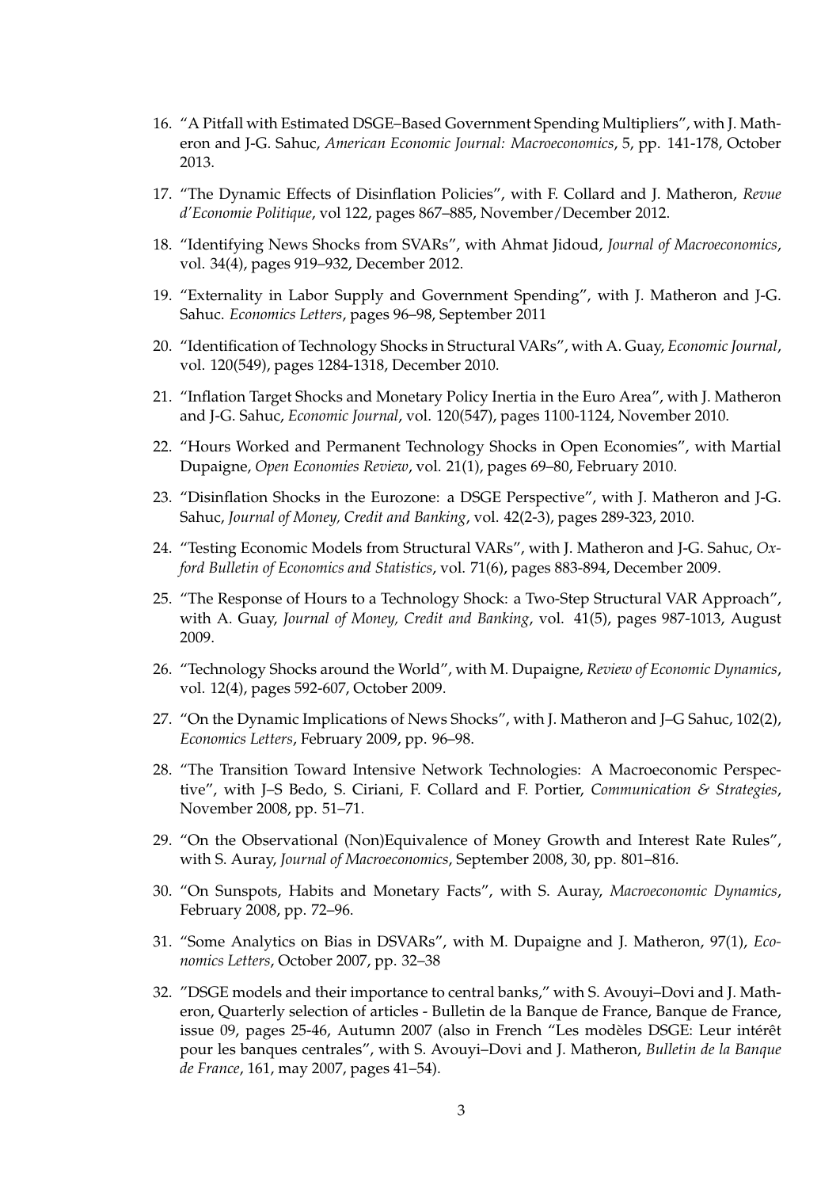16. "A Pitfall with Estimated DSGE–Based Government Spending Multipliers", with J. Matheron and J-G. Sahuc, *American Economic Journal: Macroeconomics*, 5, pp. 141-178, October 2013.

17. "The Dynamic Effects of Disinflation Policies", with F. Collard and J. Matheron, *Revue d'Economie Politique*, vol 122, pages 867–885, November/December 2012.

18. "Identifying News Shocks from SVARs", with Ahmat Jidoud, *Journal of Macroeconomics*, vol. 34(4), pages 919–932, December 2012.

19. "Externality in Labor Supply and Government Spending", with J. Matheron and J-G. Sahuc. *Economics Letters*, pages 96–98, September 2011

20. "Identification of Technology Shocks in Structural VARs", with A. Guay, *Economic Journal*, vol. 120(549), pages 1284-1318, December 2010.

21. "Inflation Target Shocks and Monetary Policy Inertia in the Euro Area", with J. Matheron and J-G. Sahuc, *Economic Journal*, vol. 120(547), pages 1100-1124, November 2010.

22. "Hours Worked and Permanent Technology Shocks in Open Economies", with Martial Dupaigne, *Open Economies Review*, vol. 21(1), pages 69–80, February 2010.

23. "Disinflation Shocks in the Eurozone: a DSGE Perspective", with J. Matheron and J-G. Sahuc, *Journal of Money, Credit and Banking*, vol. 42(2-3), pages 289-323, 2010.

24. "Testing Economic Models from Structural VARs", with J. Matheron and J-G. Sahuc, *Oxford Bulletin of Economics and Statistics*, vol. 71(6), pages 883-894, December 2009.

25. "The Response of Hours to a Technology Shock: a Two-Step Structural VAR Approach", with A. Guay, *Journal of Money, Credit and Banking*, vol. 41(5), pages 987-1013, August 2009.

26. "Technology Shocks around the World", with M. Dupaigne, *Review of Economic Dynamics*, vol. 12(4), pages 592-607, October 2009.

27. "On the Dynamic Implications of News Shocks", with J. Matheron and J–G Sahuc, 102(2), *Economics Letters*, February 2009, pp. 96–98.

28. "The Transition Toward Intensive Network Technologies: A Macroeconomic Perspective", with J–S Bedo, S. Ciriani, F. Collard and F. Portier, *Communication & Strategies*, November 2008, pp. 51–71.

29. "On the Observational (Non)Equivalence of Money Growth and Interest Rate Rules", with S. Auray, *Journal of Macroeconomics*, September 2008, 30, pp. 801–816.

30. "On Sunspots, Habits and Monetary Facts", with S. Auray, *Macroeconomic Dynamics*, February 2008, pp. 72–96.

31. "Some Analytics on Bias in DSVARs", with M. Dupaigne and J. Matheron, 97(1), *Economics Letters*, October 2007, pp. 32–38

32. "DSGE models and their importance to central banks," with S. Avouyi–Dovi and J. Matheron, Quarterly selection of articles - Bulletin de la Banque de France, Banque de France, issue 09, pages 25-46, Autumn 2007 (also in French "Les modèles DSGE: Leur intérêt pour les banques centrales", with S. Avouyi–Dovi and J. Matheron, *Bulletin de la Banque de France*, 161, may 2007, pages 41–54).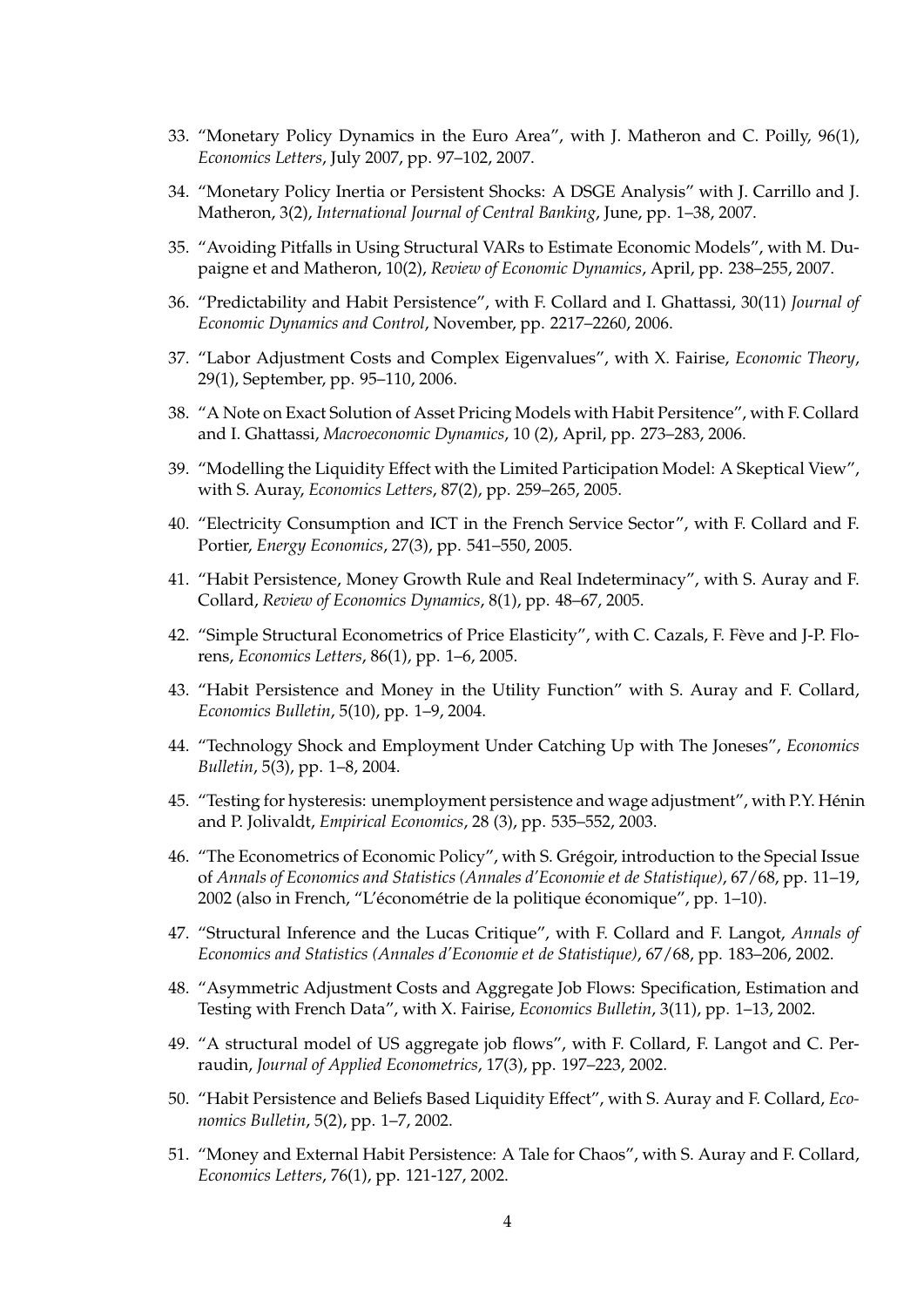33. "Monetary Policy Dynamics in the Euro Area", with J. Matheron and C. Poilly, 96(1), *Economics Letters*, July 2007, pp. 97–102, 2007.

34. "Monetary Policy Inertia or Persistent Shocks: A DSGE Analysis" with J. Carrillo and J. Matheron, 3(2), *International Journal of Central Banking*, June, pp. 1–38, 2007.

35. "Avoiding Pitfalls in Using Structural VARs to Estimate Economic Models", with M. Dupaigne et and Matheron, 10(2), *Review of Economic Dynamics*, April, pp. 238–255, 2007.

36. "Predictability and Habit Persistence", with F. Collard and I. Ghattassi, 30(11) *Journal of Economic Dynamics and Control*, November, pp. 2217–2260, 2006.

37. "Labor Adjustment Costs and Complex Eigenvalues", with X. Fairise, *Economic Theory*, 29(1), September, pp. 95–110, 2006.

38. "A Note on Exact Solution of Asset Pricing Models with Habit Persitence", with F. Collard and I. Ghattassi, *Macroeconomic Dynamics*, 10 (2), April, pp. 273–283, 2006.

39. "Modelling the Liquidity Effect with the Limited Participation Model: A Skeptical View", with S. Auray, *Economics Letters*, 87(2), pp. 259–265, 2005.

40. "Electricity Consumption and ICT in the French Service Sector", with F. Collard and F. Portier, *Energy Economics*, 27(3), pp. 541–550, 2005.

41. "Habit Persistence, Money Growth Rule and Real Indeterminacy", with S. Auray and F. Collard, *Review of Economics Dynamics*, 8(1), pp. 48–67, 2005.

42. "Simple Structural Econometrics of Price Elasticity", with C. Cazals, F. Fève and J-P. Florens, *Economics Letters*, 86(1), pp. 1–6, 2005.

43. "Habit Persistence and Money in the Utility Function" with S. Auray and F. Collard, *Economics Bulletin*, 5(10), pp. 1–9, 2004.

44. "Technology Shock and Employment Under Catching Up with The Joneses", *Economics Bulletin*, 5(3), pp. 1–8, 2004.

45. "Testing for hysteresis: unemployment persistence and wage adjustment", with P.Y. Hénin and P. Jolivaldt, *Empirical Economics*, 28 (3), pp. 535–552, 2003.

46. "The Econometrics of Economic Policy", with S. Grégoir, introduction to the Special Issue of *Annals of Economics and Statistics (Annales d'Economie et de Statistique)*, 67/68, pp. 11–19, 2002 (also in French, "L'économétrie de la politique économique", pp. 1–10).

47. "Structural Inference and the Lucas Critique", with F. Collard and F. Langot, *Annals of Economics and Statistics (Annales d'Economie et de Statistique)*, 67/68, pp. 183–206, 2002.

48. "Asymmetric Adjustment Costs and Aggregate Job Flows: Specification, Estimation and Testing with French Data", with X. Fairise, *Economics Bulletin*, 3(11), pp. 1–13, 2002.

49. "A structural model of US aggregate job flows", with F. Collard, F. Langot and C. Perraudin, *Journal of Applied Econometrics*, 17(3), pp. 197–223, 2002.

50. "Habit Persistence and Beliefs Based Liquidity Effect", with S. Auray and F. Collard, *Economics Bulletin*, 5(2), pp. 1–7, 2002.

51. "Money and External Habit Persistence: A Tale for Chaos", with S. Auray and F. Collard, *Economics Letters*, 76(1), pp. 121-127, 2002.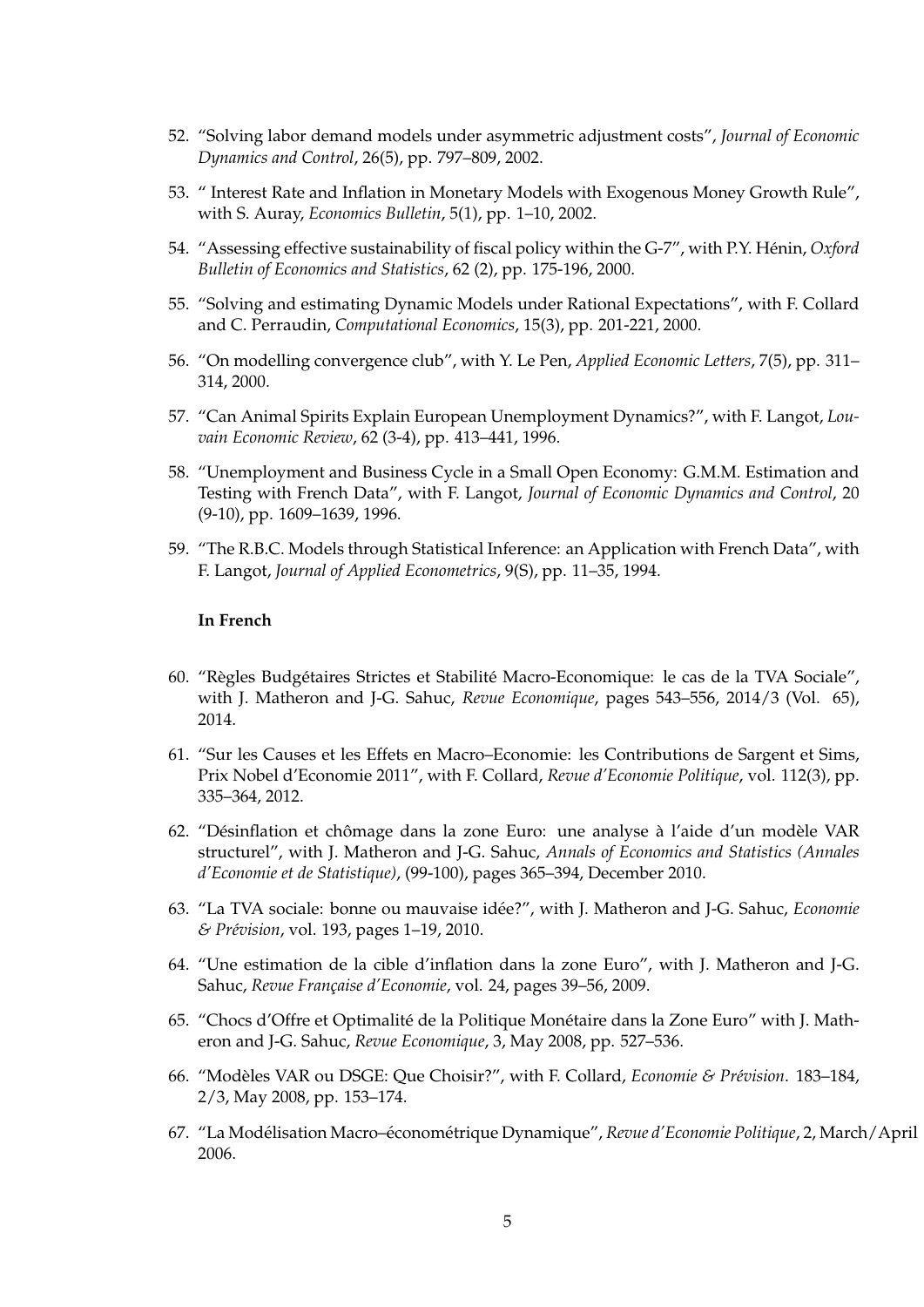52. "Solving labor demand models under asymmetric adjustment costs", *Journal of Economic Dynamics and Control*, 26(5), pp. 797–809, 2002.
53. " Interest Rate and Inflation in Monetary Models with Exogenous Money Growth Rule", with S. Auray, *Economics Bulletin*, 5(1), pp. 1–10, 2002.
54. "Assessing effective sustainability of fiscal policy within the G-7", with P.Y. Hénin, *Oxford Bulletin of Economics and Statistics*, 62 (2), pp. 175-196, 2000.
55. "Solving and estimating Dynamic Models under Rational Expectations", with F. Collard and C. Perraudin, *Computational Economics*, 15(3), pp. 201-221, 2000.
56. "On modelling convergence club", with Y. Le Pen, *Applied Economic Letters*, 7(5), pp. 311–314, 2000.
57. "Can Animal Spirits Explain European Unemployment Dynamics?", with F. Langot, *Louvain Economic Review*, 62 (3-4), pp. 413–441, 1996.
58. "Unemployment and Business Cycle in a Small Open Economy: G.M.M. Estimation and Testing with French Data", with F. Langot, *Journal of Economic Dynamics and Control*, 20 (9-10), pp. 1609–1639, 1996.
59. "The R.B.C. Models through Statistical Inference: an Application with French Data", with F. Langot, *Journal of Applied Econometrics*, 9(S), pp. 11–35, 1994.

**In French**

60. "Règles Budgétaires Strictes et Stabilité Macro-Economique: le cas de la TVA Sociale", with J. Matheron and J-G. Sahuc, *Revue Economique*, pages 543–556, 2014/3 (Vol. 65), 2014.
61. "Sur les Causes et les Effets en Macro–Economie: les Contributions de Sargent et Sims, Prix Nobel d'Economie 2011", with F. Collard, *Revue d'Economie Politique*, vol. 112(3), pp. 335–364, 2012.
62. "Désinflation et chômage dans la zone Euro: une analyse à l'aide d'un modèle VAR structurel", with J. Matheron and J-G. Sahuc, *Annals of Economics and Statistics (Annales d'Economie et de Statistique)*, (99-100), pages 365–394, December 2010.
63. "La TVA sociale: bonne ou mauvaise idée?", with J. Matheron and J-G. Sahuc, *Economie & Prévision*, vol. 193, pages 1–19, 2010.
64. "Une estimation de la cible d'inflation dans la zone Euro", with J. Matheron and J-G. Sahuc, *Revue Française d'Economie*, vol. 24, pages 39–56, 2009.
65. "Chocs d'Offre et Optimalité de la Politique Monétaire dans la Zone Euro" with J. Matheron and J-G. Sahuc, *Revue Economique*, 3, May 2008, pp. 527–536.
66. "Modèles VAR ou DSGE: Que Choisir?", with F. Collard, *Economie & Prévision*. 183–184, 2/3, May 2008, pp. 153–174.
67. "La Modélisation Macro–économétrique Dynamique", *Revue d'Economie Politique*, 2, March/April 2006.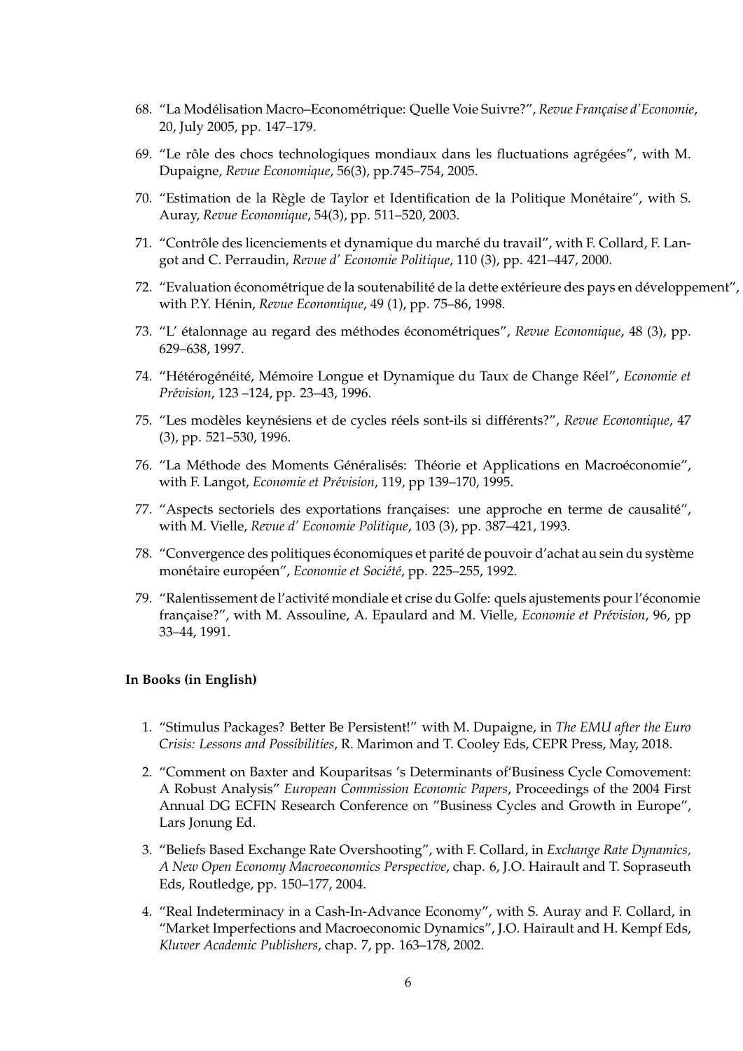68. "La Modélisation Macro–Econométrique: Quelle Voie Suivre?", *Revue Française d'Economie*, 20, July 2005, pp. 147–179.

69. "Le rôle des chocs technologiques mondiaux dans les fluctuations agrégées", with M. Dupaigne, *Revue Economique*, 56(3), pp.745–754, 2005.

70. "Estimation de la Règle de Taylor et Identification de la Politique Monétaire", with S. Auray, *Revue Economique*, 54(3), pp. 511–520, 2003.

71. "Contrôle des licenciements et dynamique du marché du travail", with F. Collard, F. Langot and C. Perraudin, *Revue d' Economie Politique*, 110 (3), pp. 421–447, 2000.

72. "Evaluation économétrique de la soutenabilité de la dette extérieure des pays en développement", with P.Y. Hénin, *Revue Economique*, 49 (1), pp. 75–86, 1998.

73. "L' étalonnage au regard des méthodes économétriques", *Revue Economique*, 48 (3), pp. 629–638, 1997.

74. "Hétérogénéité, Mémoire Longue et Dynamique du Taux de Change Réel", *Economie et Prévision*, 123 –124, pp. 23–43, 1996.

75. "Les modèles keynésiens et de cycles réels sont-ils si différents?", *Revue Economique*, 47 (3), pp. 521–530, 1996.

76. "La Méthode des Moments Généralisés: Théorie et Applications en Macroéconomie", with F. Langot, *Economie et Prévision*, 119, pp 139–170, 1995.

77. "Aspects sectoriels des exportations françaises: une approche en terme de causalité", with M. Vielle, *Revue d' Economie Politique*, 103 (3), pp. 387–421, 1993.

78. "Convergence des politiques économiques et parité de pouvoir d'achat au sein du système monétaire européen", *Economie et Société*, pp. 225–255, 1992.

79. "Ralentissement de l'activité mondiale et crise du Golfe: quels ajustements pour l'économie française?", with M. Assouline, A. Epaulard and M. Vielle, *Economie et Prévision*, 96, pp 33–44, 1991.

### In Books (in English)

1. "Stimulus Packages? Better Be Persistent!" with M. Dupaigne, in *The EMU after the Euro Crisis: Lessons and Possibilities*, R. Marimon and T. Cooley Eds, CEPR Press, May, 2018.

2. "Comment on Baxter and Kouparitsas 's Determinants of'Business Cycle Comovement: A Robust Analysis" *European Commission Economic Papers*, Proceedings of the 2004 First Annual DG ECFIN Research Conference on "Business Cycles and Growth in Europe", Lars Jonung Ed.

3. "Beliefs Based Exchange Rate Overshooting", with F. Collard, in *Exchange Rate Dynamics, A New Open Economy Macroeconomics Perspective*, chap. 6, J.O. Hairault and T. Sopraseuth Eds, Routledge, pp. 150–177, 2004.

4. "Real Indeterminacy in a Cash-In-Advance Economy", with S. Auray and F. Collard, in "Market Imperfections and Macroeconomic Dynamics", J.O. Hairault and H. Kempf Eds, *Kluwer Academic Publishers*, chap. 7, pp. 163–178, 2002.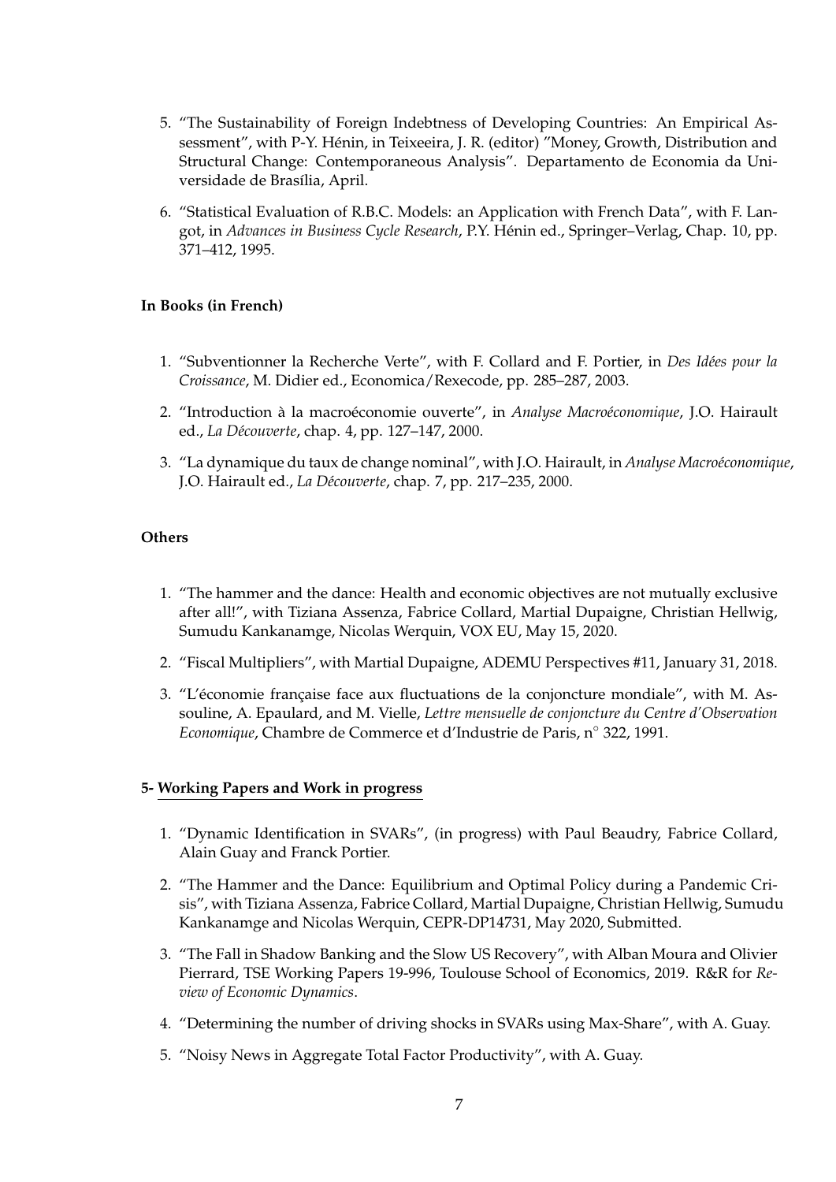5. "The Sustainability of Foreign Indebtness of Developing Countries: An Empirical Assessment", with P-Y. Hénin, in Teixeeira, J. R. (editor) "Money, Growth, Distribution and Structural Change: Contemporaneous Analysis". Departamento de Economia da Universidade de Brasília, April.

6. "Statistical Evaluation of R.B.C. Models: an Application with French Data", with F. Langot, in *Advances in Business Cycle Research*, P.Y. Hénin ed., Springer–Verlag, Chap. 10, pp. 371–412, 1995.

**In Books (in French)**

1. "Subventionner la Recherche Verte", with F. Collard and F. Portier, in *Des Idées pour la Croissance*, M. Didier ed., Economica/Rexecode, pp. 285–287, 2003.

2. "Introduction à la macroéconomie ouverte", in *Analyse Macroéconomique*, J.O. Hairault ed., *La Découverte*, chap. 4, pp. 127–147, 2000.

3. "La dynamique du taux de change nominal", with J.O. Hairault, in *Analyse Macroéconomique*, J.O. Hairault ed., *La Découverte*, chap. 7, pp. 217–235, 2000.

**Others**

1. "The hammer and the dance: Health and economic objectives are not mutually exclusive after all!", with Tiziana Assenza, Fabrice Collard, Martial Dupaigne, Christian Hellwig, Sumudu Kankanamge, Nicolas Werquin, VOX EU, May 15, 2020.

2. "Fiscal Multipliers", with Martial Dupaigne, ADEMU Perspectives #11, January 31, 2018.

3. "L'économie française face aux fluctuations de la conjoncture mondiale", with M. Assouline, A. Epaulard, and M. Vielle, *Lettre mensuelle de conjoncture du Centre d'Observation Economique*, Chambre de Commerce et d'Industrie de Paris, n° 322, 1991.

**5- Working Papers and Work in progress**

1. "Dynamic Identification in SVARs", (in progress) with Paul Beaudry, Fabrice Collard, Alain Guay and Franck Portier.

2. "The Hammer and the Dance: Equilibrium and Optimal Policy during a Pandemic Crisis", with Tiziana Assenza, Fabrice Collard, Martial Dupaigne, Christian Hellwig, Sumudu Kankanamge and Nicolas Werquin, CEPR-DP14731, May 2020, Submitted.

3. "The Fall in Shadow Banking and the Slow US Recovery", with Alban Moura and Olivier Pierrard, TSE Working Papers 19-996, Toulouse School of Economics, 2019. R&R for *Review of Economic Dynamics*.

4. "Determining the number of driving shocks in SVARs using Max-Share", with A. Guay.

5. "Noisy News in Aggregate Total Factor Productivity", with A. Guay.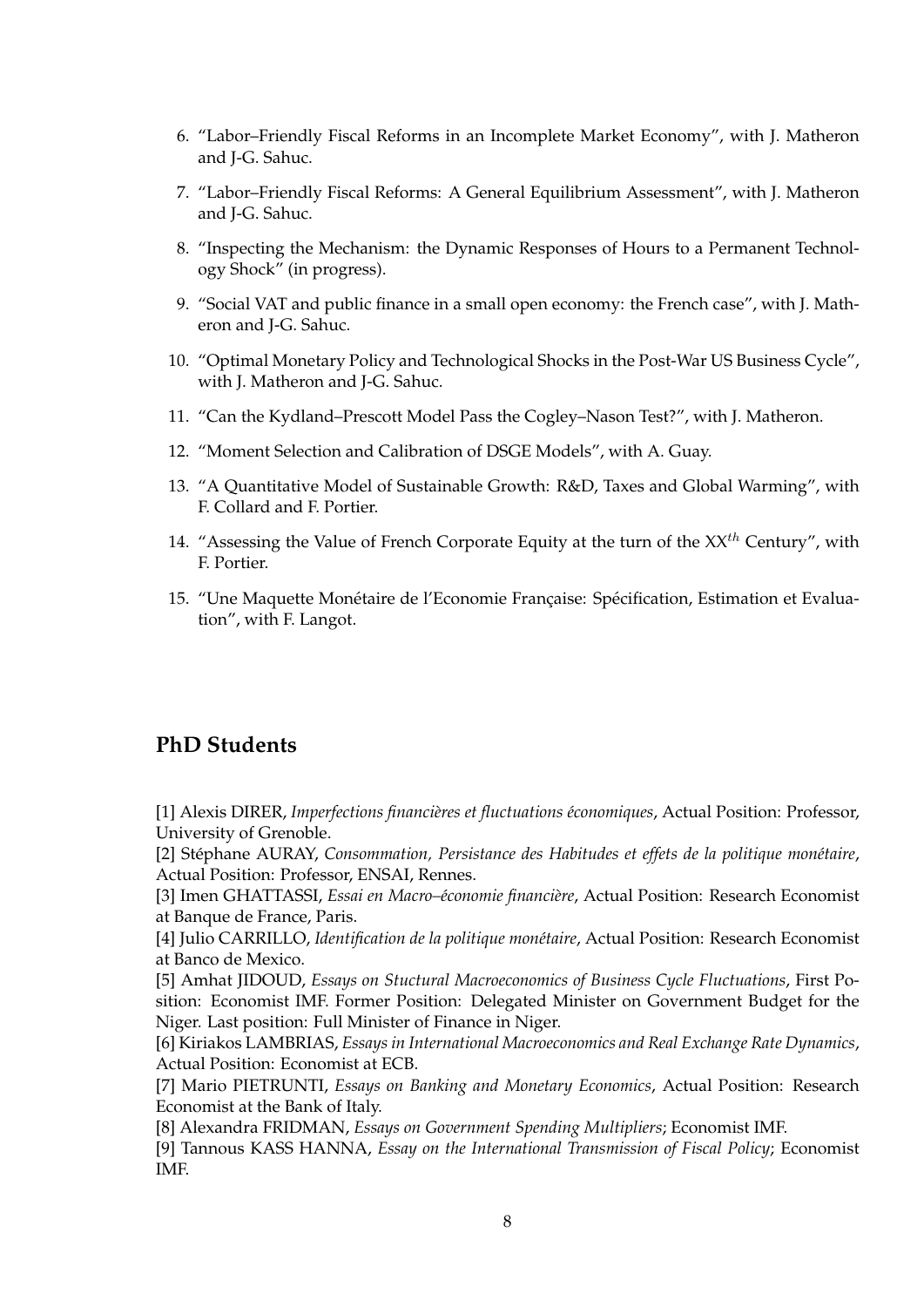6. "Labor–Friendly Fiscal Reforms in an Incomplete Market Economy", with J. Matheron and J-G. Sahuc.
7. "Labor–Friendly Fiscal Reforms: A General Equilibrium Assessment", with J. Matheron and J-G. Sahuc.
8. "Inspecting the Mechanism: the Dynamic Responses of Hours to a Permanent Technology Shock" (in progress).
9. "Social VAT and public finance in a small open economy: the French case", with J. Matheron and J-G. Sahuc.
10. "Optimal Monetary Policy and Technological Shocks in the Post-War US Business Cycle", with J. Matheron and J-G. Sahuc.
11. "Can the Kydland–Prescott Model Pass the Cogley–Nason Test?", with J. Matheron.
12. "Moment Selection and Calibration of DSGE Models", with A. Guay.
13. "A Quantitative Model of Sustainable Growth: R&D, Taxes and Global Warming", with F. Collard and F. Portier.
14. "Assessing the Value of French Corporate Equity at the turn of the $XX^{th}$ Century", with F. Portier.
15. "Une Maquette Monétaire de l'Economie Française: Spécification, Estimation et Evaluation", with F. Langot.

## PhD Students

[1] Alexis DIRER, *Imperfections financières et fluctuations économiques*, Actual Position: Professor, University of Grenoble.
[2] Stéphane AURAY, *Consommation, Persistance des Habitudes et effets de la politique monétaire*, Actual Position: Professor, ENSAI, Rennes.
[3] Imen GHATTASSI, *Essai en Macro–économie financière*, Actual Position: Research Economist at Banque de France, Paris.
[4] Julio CARRILLO, *Identification de la politique monétaire*, Actual Position: Research Economist at Banco de Mexico.
[5] Amhat JIDOUD, *Essays on Stuctural Macroeconomics of Business Cycle Fluctuations*, First Position: Economist IMF. Former Position: Delegated Minister on Government Budget for the Niger. Last position: Full Minister of Finance in Niger.
[6] Kiriakos LAMBRIAS, *Essays in International Macroeconomics and Real Exchange Rate Dynamics*, Actual Position: Economist at ECB.
[7] Mario PIETRUNTI, *Essays on Banking and Monetary Economics*, Actual Position: Research Economist at the Bank of Italy.
[8] Alexandra FRIDMAN, *Essays on Government Spending Multipliers*; Economist IMF.
[9] Tannous KASS HANNA, *Essay on the International Transmission of Fiscal Policy*; Economist IMF.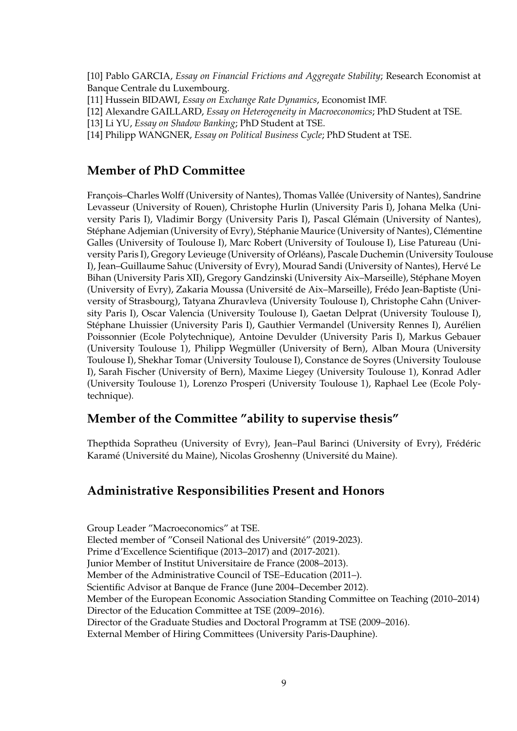[10] Pablo GARCIA, *Essay on Financial Frictions and Aggregate Stability*; Research Economist at Banque Centrale du Luxembourg.
[11] Hussein BIDAWI, *Essay on Exchange Rate Dynamics*, Economist IMF.
[12] Alexandre GAILLARD, *Essay on Heterogeneity in Macroeconomics*; PhD Student at TSE.
[13] Li YU, *Essay on Shadow Banking*; PhD Student at TSE.
[14] Philipp WANGNER, *Essay on Political Business Cycle*; PhD Student at TSE.

## Member of PhD Committee

François–Charles Wolff (University of Nantes), Thomas Vallée (University of Nantes), Sandrine Levasseur (University of Rouen), Christophe Hurlin (University Paris I), Johana Melka (University Paris I), Vladimir Borgy (University Paris I), Pascal Glémain (University of Nantes), Stéphane Adjemian (University of Evry), Stéphanie Maurice (University of Nantes), Clémentine Galles (University of Toulouse I), Marc Robert (University of Toulouse I), Lise Patureau (University Paris I), Gregory Levieuge (University of Orléans), Pascale Duchemin (University Toulouse I), Jean–Guillaume Sahuc (University of Evry), Mourad Sandi (University of Nantes), Hervé Le Bihan (University Paris XII), Gregory Gandzinski (University Aix–Marseille), Stéphane Moyen (University of Evry), Zakaria Moussa (Université de Aix–Marseille), Frédo Jean-Baptiste (University of Strasbourg), Tatyana Zhuravleva (University Toulouse I), Christophe Cahn (University Paris I), Oscar Valencia (University Toulouse I), Gaetan Delprat (University Toulouse I), Stéphane Lhuissier (University Paris I), Gauthier Vermandel (University Rennes I), Aurélien Poissonnier (Ecole Polytechnique), Antoine Devulder (University Paris I), Markus Gebauer (University Toulouse 1), Philipp Wegmüller (University of Bern), Alban Moura (University Toulouse I), Shekhar Tomar (University Toulouse I), Constance de Soyres (University Toulouse I), Sarah Fischer (University of Bern), Maxime Liegey (University Toulouse 1), Konrad Adler (University Toulouse 1), Lorenzo Prosperi (University Toulouse 1), Raphael Lee (Ecole Polytechnique).

## Member of the Committee "ability to supervise thesis"

Thepthida Sopratheu (University of Evry), Jean–Paul Barinci (University of Evry), Frédéric Karamé (Université du Maine), Nicolas Groshenny (Université du Maine).

## Administrative Responsibilities Present and Honors

Group Leader "Macroeconomics" at TSE.
Elected member of "Conseil National des Université" (2019-2023).
Prime d'Excellence Scientifique (2013–2017) and (2017-2021).
Junior Member of Institut Universitaire de France (2008–2013).
Member of the Administrative Council of TSE–Education (2011–).
Scientific Advisor at Banque de France (June 2004–December 2012).
Member of the European Economic Association Standing Committee on Teaching (2010–2014)
Director of the Education Committee at TSE (2009–2016).
Director of the Graduate Studies and Doctoral Programm at TSE (2009–2016).
External Member of Hiring Committees (University Paris-Dauphine).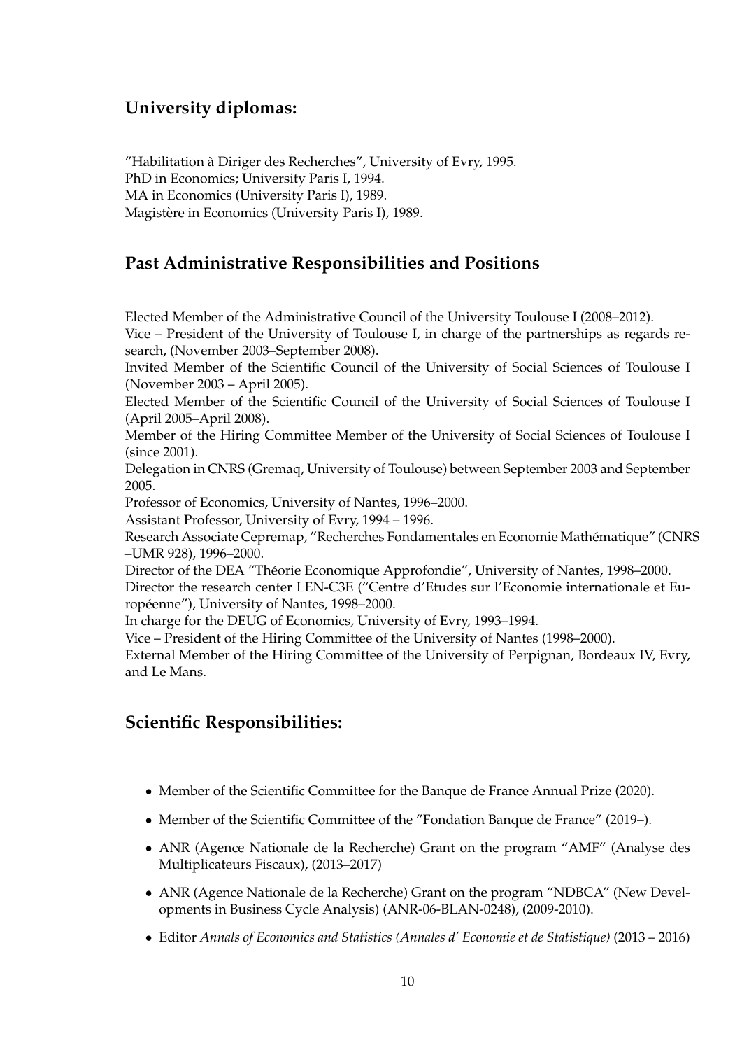## University diplomas:

"Habilitation à Diriger des Recherches", University of Evry, 1995.
PhD in Economics; University Paris I, 1994.
MA in Economics (University Paris I), 1989.
Magistère in Economics (University Paris I), 1989.

## Past Administrative Responsibilities and Positions

Elected Member of the Administrative Council of the University Toulouse I (2008–2012).
Vice – President of the University of Toulouse I, in charge of the partnerships as regards research, (November 2003–September 2008).
Invited Member of the Scientific Council of the University of Social Sciences of Toulouse I (November 2003 – April 2005).
Elected Member of the Scientific Council of the University of Social Sciences of Toulouse I (April 2005–April 2008).
Member of the Hiring Committee Member of the University of Social Sciences of Toulouse I (since 2001).
Delegation in CNRS (Gremaq, University of Toulouse) between September 2003 and September 2005.
Professor of Economics, University of Nantes, 1996–2000.
Assistant Professor, University of Evry, 1994 – 1996.
Research Associate Cepremap, "Recherches Fondamentales en Economie Mathématique" (CNRS –UMR 928), 1996–2000.
Director of the DEA "Théorie Economique Approfondie", University of Nantes, 1998–2000.
Director the research center LEN-C3E ("Centre d'Etudes sur l'Economie internationale et Européenne"), University of Nantes, 1998–2000.
In charge for the DEUG of Economics, University of Evry, 1993–1994.
Vice – President of the Hiring Committee of the University of Nantes (1998–2000).
External Member of the Hiring Committee of the University of Perpignan, Bordeaux IV, Evry, and Le Mans.

## Scientific Responsibilities:

- Member of the Scientific Committee for the Banque de France Annual Prize (2020).
- Member of the Scientific Committee of the "Fondation Banque de France" (2019–).
- ANR (Agence Nationale de la Recherche) Grant on the program "AMF" (Analyse des Multiplicateurs Fiscaux), (2013–2017)
- ANR (Agence Nationale de la Recherche) Grant on the program "NDBCA" (New Developments in Business Cycle Analysis) (ANR-06-BLAN-0248), (2009-2010).
- Editor *Annals of Economics and Statistics (Annales d' Economie et de Statistique)* (2013 – 2016)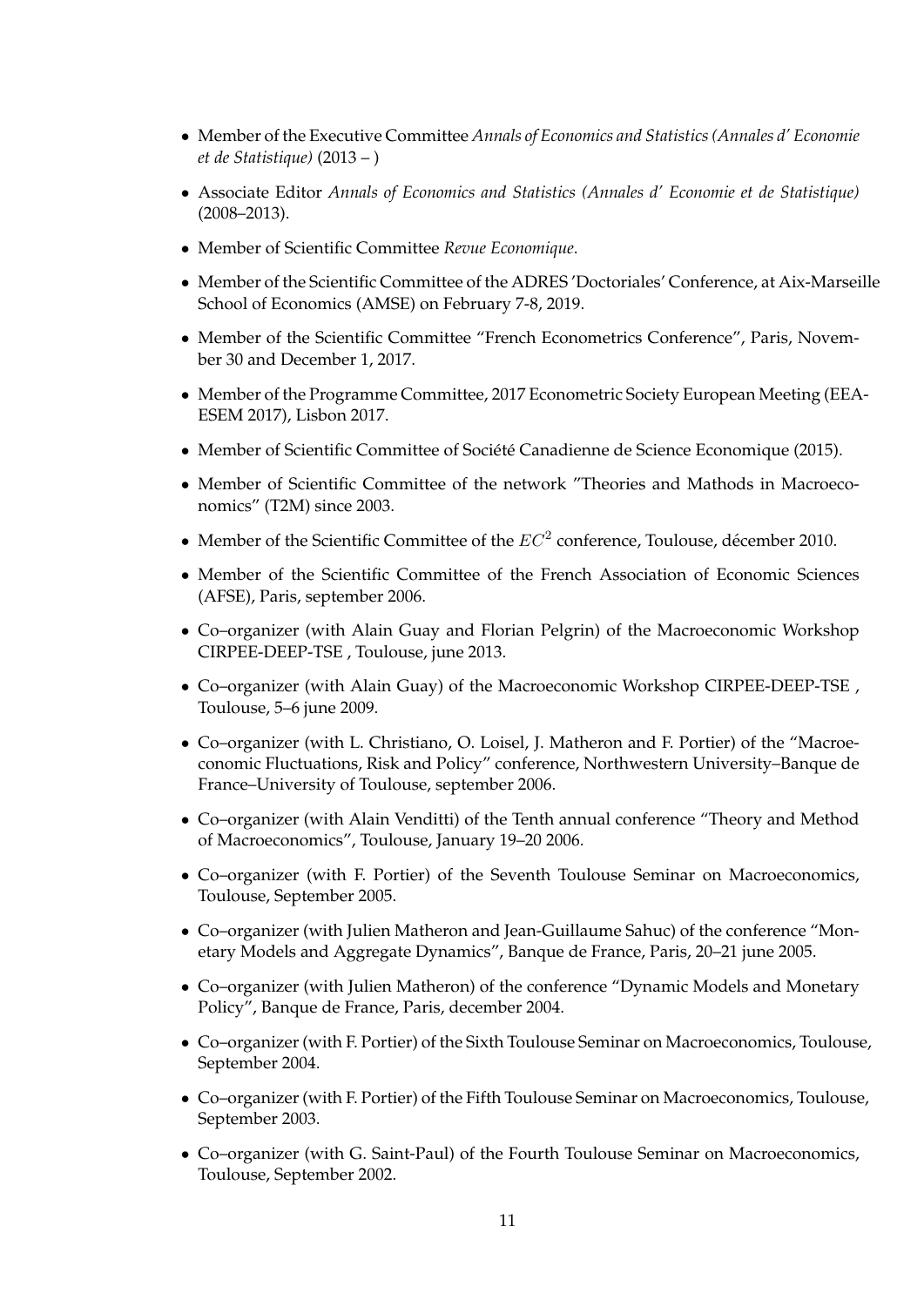- Member of the Executive Committee *Annals of Economics and Statistics (Annales d' Economie et de Statistique)* (2013 – )
- Associate Editor *Annals of Economics and Statistics (Annales d' Economie et de Statistique)* (2008–2013).
- Member of Scientific Committee *Revue Economique*.
- Member of the Scientific Committee of the ADRES 'Doctoriales' Conference, at Aix-Marseille School of Economics (AMSE) on February 7-8, 2019.
- Member of the Scientific Committee "French Econometrics Conference", Paris, November 30 and December 1, 2017.
- Member of the Programme Committee, 2017 Econometric Society European Meeting (EEA-ESEM 2017), Lisbon 2017.
- Member of Scientific Committee of Société Canadienne de Science Economique (2015).
- Member of Scientific Committee of the network "Theories and Mathods in Macroeconomics" (T2M) since 2003.
- Member of the Scientific Committee of the $EC^2$ conference, Toulouse, décember 2010.
- Member of the Scientific Committee of the French Association of Economic Sciences (AFSE), Paris, september 2006.
- Co–organizer (with Alain Guay and Florian Pelgrin) of the Macroeconomic Workshop CIRPEE-DEEP-TSE , Toulouse, june 2013.
- Co–organizer (with Alain Guay) of the Macroeconomic Workshop CIRPEE-DEEP-TSE , Toulouse, 5–6 june 2009.
- Co–organizer (with L. Christiano, O. Loisel, J. Matheron and F. Portier) of the "Macroeconomic Fluctuations, Risk and Policy" conference, Northwestern University–Banque de France–University of Toulouse, september 2006.
- Co–organizer (with Alain Venditti) of the Tenth annual conference "Theory and Method of Macroeconomics", Toulouse, January 19–20 2006.
- Co–organizer (with F. Portier) of the Seventh Toulouse Seminar on Macroeconomics, Toulouse, September 2005.
- Co–organizer (with Julien Matheron and Jean-Guillaume Sahuc) of the conference "Monetary Models and Aggregate Dynamics", Banque de France, Paris, 20–21 june 2005.
- Co–organizer (with Julien Matheron) of the conference "Dynamic Models and Monetary Policy", Banque de France, Paris, december 2004.
- Co–organizer (with F. Portier) of the Sixth Toulouse Seminar on Macroeconomics, Toulouse, September 2004.
- Co–organizer (with F. Portier) of the Fifth Toulouse Seminar on Macroeconomics, Toulouse, September 2003.
- Co–organizer (with G. Saint-Paul) of the Fourth Toulouse Seminar on Macroeconomics, Toulouse, September 2002.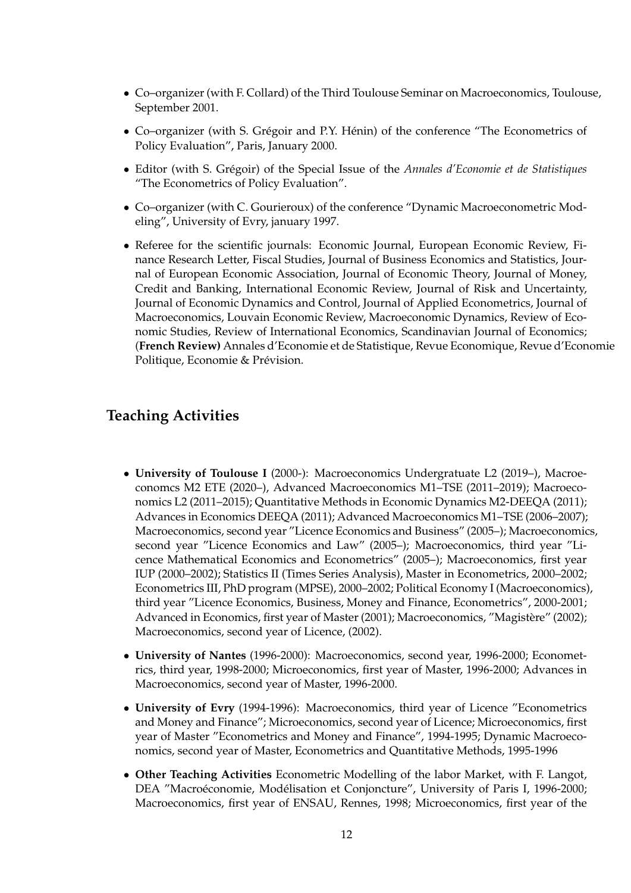- Co–organizer (with F. Collard) of the Third Toulouse Seminar on Macroeconomics, Toulouse, September 2001.
- Co–organizer (with S. Grégoir and P.Y. Hénin) of the conference "The Econometrics of Policy Evaluation", Paris, January 2000.
- Editor (with S. Grégoir) of the Special Issue of the *Annales d'Economie et de Statistiques* "The Econometrics of Policy Evaluation".
- Co–organizer (with C. Gourieroux) of the conference "Dynamic Macroeconometric Modeling", University of Evry, january 1997.
- Referee for the scientific journals: Economic Journal, European Economic Review, Finance Research Letter, Fiscal Studies, Journal of Business Economics and Statistics, Journal of European Economic Association, Journal of Economic Theory, Journal of Money, Credit and Banking, International Economic Review, Journal of Risk and Uncertainty, Journal of Economic Dynamics and Control, Journal of Applied Econometrics, Journal of Macroeconomics, Louvain Economic Review, Macroeconomic Dynamics, Review of Economic Studies, Review of International Economics, Scandinavian Journal of Economics; (**French Review)** Annales d'Economie et de Statistique, Revue Economique, Revue d'Economie Politique, Economie & Prévision.

## Teaching Activities

- **University of Toulouse I** (2000-): Macroeconomics Undergratuate L2 (2019–), Macroeconomcs M2 ETE (2020–), Advanced Macroeconomics M1–TSE (2011–2019); Macroeconomics L2 (2011–2015); Quantitative Methods in Economic Dynamics M2-DEEQA (2011); Advances in Economics DEEQA (2011); Advanced Macroeconomics M1–TSE (2006–2007); Macroeconomics, second year "Licence Economics and Business" (2005–); Macroeconomics, second year "Licence Economics and Law" (2005–); Macroeconomics, third year "Licence Mathematical Economics and Econometrics" (2005–); Macroeconomics, first year IUP (2000–2002); Statistics II (Times Series Analysis), Master in Econometrics, 2000–2002; Econometrics III, PhD program (MPSE), 2000–2002; Political Economy I (Macroeconomics), third year "Licence Economics, Business, Money and Finance, Econometrics", 2000-2001; Advanced in Economics, first year of Master (2001); Macroeconomics, "Magistère" (2002); Macroeconomics, second year of Licence, (2002).
- **University of Nantes** (1996-2000): Macroeconomics, second year, 1996-2000; Econometrics, third year, 1998-2000; Microeconomics, first year of Master, 1996-2000; Advances in Macroeconomics, second year of Master, 1996-2000.
- **University of Evry** (1994-1996): Macroeconomics, third year of Licence "Econometrics and Money and Finance"; Microeconomics, second year of Licence; Microeconomics, first year of Master "Econometrics and Money and Finance", 1994-1995; Dynamic Macroeconomics, second year of Master, Econometrics and Quantitative Methods, 1995-1996
- **Other Teaching Activities** Econometric Modelling of the labor Market, with F. Langot, DEA "Macroéconomie, Modélisation et Conjoncture", University of Paris I, 1996-2000; Macroeconomics, first year of ENSAU, Rennes, 1998; Microeconomics, first year of the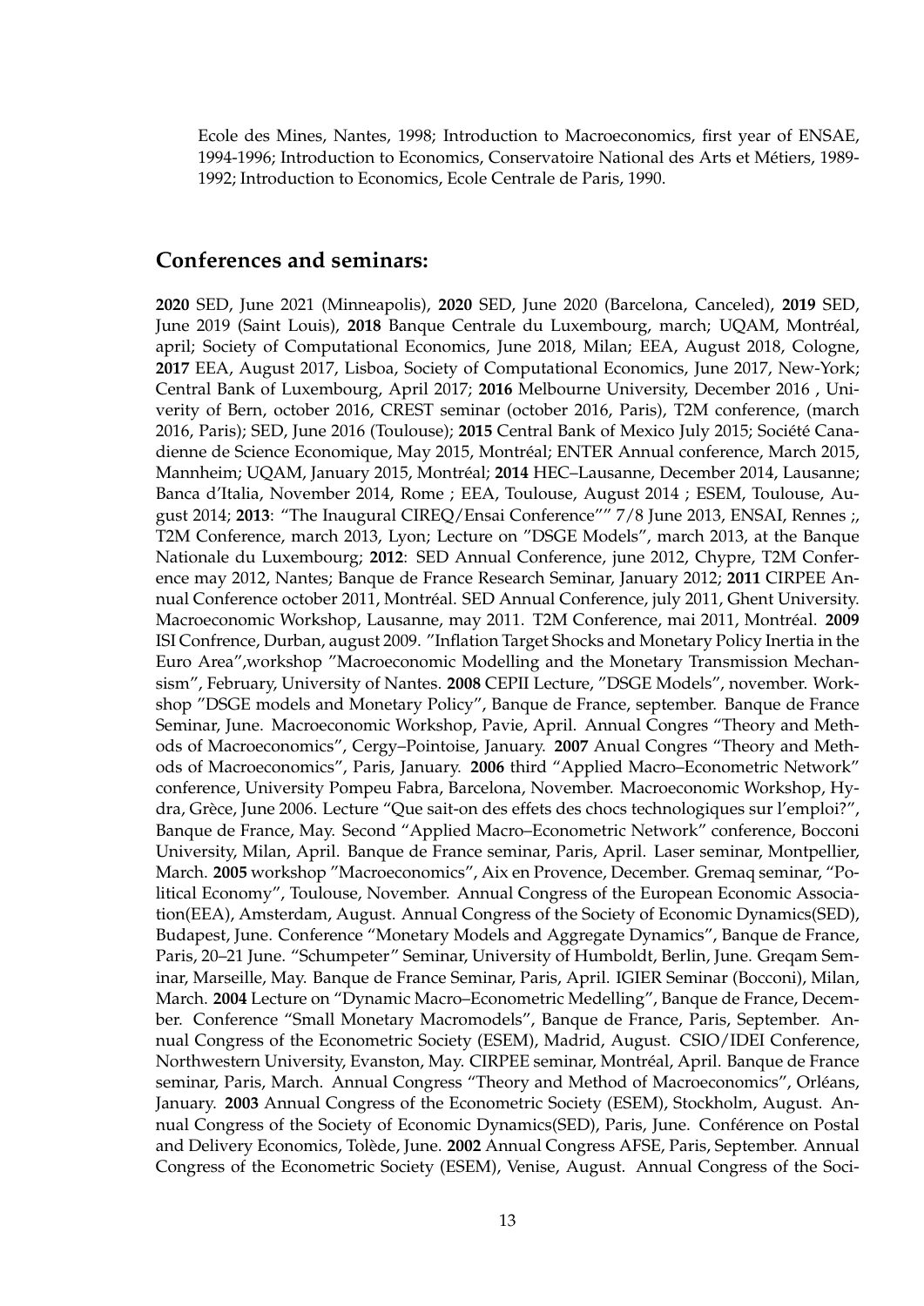Ecole des Mines, Nantes, 1998; Introduction to Macroeconomics, first year of ENSAE, 1994-1996; Introduction to Economics, Conservatoire National des Arts et Métiers, 1989-1992; Introduction to Economics, Ecole Centrale de Paris, 1990.

## Conferences and seminars:

**2020** SED, June 2021 (Minneapolis), **2020** SED, June 2020 (Barcelona, Canceled), **2019** SED, June 2019 (Saint Louis), **2018** Banque Centrale du Luxembourg, march; UQAM, Montréal, april; Society of Computational Economics, June 2018, Milan; EEA, August 2018, Cologne, **2017** EEA, August 2017, Lisboa, Society of Computational Economics, June 2017, New-York; Central Bank of Luxembourg, April 2017; **2016** Melbourne University, December 2016 , Univerity of Bern, october 2016, CREST seminar (october 2016, Paris), T2M conference, (march 2016, Paris); SED, June 2016 (Toulouse); **2015** Central Bank of Mexico July 2015; Société Canadienne de Science Economique, May 2015, Montréal; ENTER Annual conference, March 2015, Mannheim; UQAM, January 2015, Montréal; **2014** HEC–Lausanne, December 2014, Lausanne; Banca d'Italia, November 2014, Rome ; EEA, Toulouse, August 2014 ; ESEM, Toulouse, August 2014; **2013**: "The Inaugural CIREQ/Ensai Conference"" 7/8 June 2013, ENSAI, Rennes ;, T2M Conference, march 2013, Lyon; Lecture on "DSGE Models", march 2013, at the Banque Nationale du Luxembourg; **2012**: SED Annual Conference, june 2012, Chypre, T2M Conference may 2012, Nantes; Banque de France Research Seminar, January 2012; **2011** CIRPEE Annual Conference october 2011, Montréal. SED Annual Conference, july 2011, Ghent University. Macroeconomic Workshop, Lausanne, may 2011. T2M Conference, mai 2011, Montréal. **2009** ISI Confrence, Durban, august 2009. "Inflation Target Shocks and Monetary Policy Inertia in the Euro Area",workshop "Macroeconomic Modelling and the Monetary Transmission Mechansism", February, University of Nantes. **2008** CEPII Lecture, "DSGE Models", november. Workshop "DSGE models and Monetary Policy", Banque de France, september. Banque de France Seminar, June. Macroeconomic Workshop, Pavie, April. Annual Congres "Theory and Methods of Macroeconomics", Cergy–Pointoise, January. **2007** Anual Congres "Theory and Methods of Macroeconomics", Paris, January. **2006** third "Applied Macro–Econometric Network" conference, University Pompeu Fabra, Barcelona, November. Macroeconomic Workshop, Hydra, Grèce, June 2006. Lecture "Que sait-on des effets des chocs technologiques sur l'emploi?", Banque de France, May. Second "Applied Macro–Econometric Network" conference, Bocconi University, Milan, April. Banque de France seminar, Paris, April. Laser seminar, Montpellier, March. **2005** workshop "Macroeconomics", Aix en Provence, December. Gremaq seminar, "Political Economy", Toulouse, November. Annual Congress of the European Economic Association(EEA), Amsterdam, August. Annual Congress of the Society of Economic Dynamics(SED), Budapest, June. Conference "Monetary Models and Aggregate Dynamics", Banque de France, Paris, 20–21 June. "Schumpeter" Seminar, University of Humboldt, Berlin, June. Greqam Seminar, Marseille, May. Banque de France Seminar, Paris, April. IGIER Seminar (Bocconi), Milan, March. **2004** Lecture on "Dynamic Macro–Econometric Medelling", Banque de France, December. Conference "Small Monetary Macromodels", Banque de France, Paris, September. Annual Congress of the Econometric Society (ESEM), Madrid, August. CSIO/IDEI Conference, Northwestern University, Evanston, May. CIRPEE seminar, Montréal, April. Banque de France seminar, Paris, March. Annual Congress "Theory and Method of Macroeconomics", Orléans, January. **2003** Annual Congress of the Econometric Society (ESEM), Stockholm, August. Annual Congress of the Society of Economic Dynamics(SED), Paris, June. Conférence on Postal and Delivery Economics, Tolède, June. **2002** Annual Congress AFSE, Paris, September. Annual Congress of the Econometric Society (ESEM), Venise, August. Annual Congress of the Soci-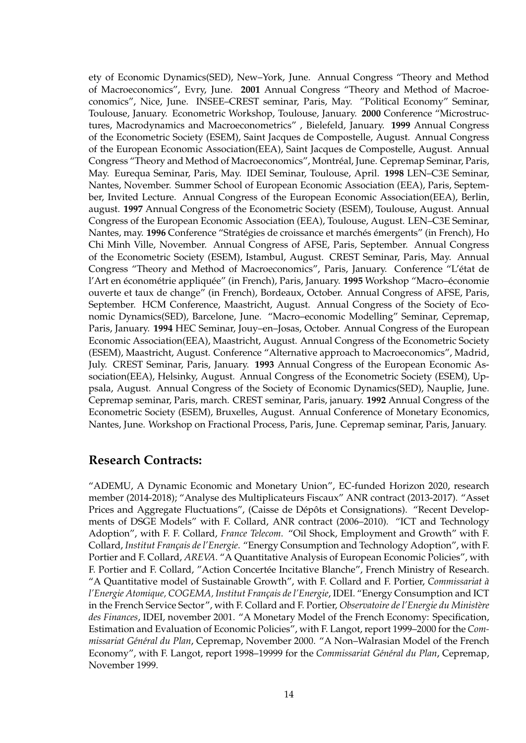ety of Economic Dynamics(SED), New–York, June. Annual Congress "Theory and Method of Macroeconomics", Evry, June. **2001** Annual Congress "Theory and Method of Macroeconomics", Nice, June. INSEE–CREST seminar, Paris, May. "Political Economy" Seminar, Toulouse, January. Econometric Workshop, Toulouse, January. **2000** Conference "Microstructures, Macrodynamics and Macroeconometrics" , Bielefeld, January. **1999** Annual Congress of the Econometric Society (ESEM), Saint Jacques de Compostelle, August. Annual Congress of the European Economic Association(EEA), Saint Jacques de Compostelle, August. Annual Congress "Theory and Method of Macroeconomics", Montréal, June. Cepremap Seminar, Paris, May. Eurequa Seminar, Paris, May. IDEI Seminar, Toulouse, April. **1998** LEN–C3E Seminar, Nantes, November. Summer School of European Economic Association (EEA), Paris, September, Invited Lecture. Annual Congress of the European Economic Association(EEA), Berlin, august. **1997** Annual Congress of the Econometric Society (ESEM), Toulouse, August. Annual Congress of the European Economic Association (EEA), Toulouse, August. LEN–C3E Seminar, Nantes, may. **1996** Conference "Stratégies de croissance et marchés émergents" (in French), Ho Chi Minh Ville, November. Annual Congress of AFSE, Paris, September. Annual Congress of the Econometric Society (ESEM), Istambul, August. CREST Seminar, Paris, May. Annual Congress "Theory and Method of Macroeconomics", Paris, January. Conference "L'état de l'Art en économétrie appliquée" (in French), Paris, January. **1995** Workshop "Macro–économie ouverte et taux de change" (in French), Bordeaux, October. Annual Congress of AFSE, Paris, September. HCM Conference, Maastricht, August. Annual Congress of the Society of Economic Dynamics(SED), Barcelone, June. "Macro–economic Modelling" Seminar, Cepremap, Paris, January. **1994** HEC Seminar, Jouy–en–Josas, October. Annual Congress of the European Economic Association(EEA), Maastricht, August. Annual Congress of the Econometric Society (ESEM), Maastricht, August. Conference "Alternative approach to Macroeconomics", Madrid, July. CREST Seminar, Paris, January. **1993** Annual Congress of the European Economic Association(EEA), Helsinky, August. Annual Congress of the Econometric Society (ESEM), Uppsala, August. Annual Congress of the Society of Economic Dynamics(SED), Nauplie, June. Cepremap seminar, Paris, march. CREST seminar, Paris, january. **1992** Annual Congress of the Econometric Society (ESEM), Bruxelles, August. Annual Conference of Monetary Economics, Nantes, June. Workshop on Fractional Process, Paris, June. Cepremap seminar, Paris, January.

## Research Contracts:

"ADEMU, A Dynamic Economic and Monetary Union", EC-funded Horizon 2020, research member (2014-2018); "Analyse des Multiplicateurs Fiscaux" ANR contract (2013-2017). "Asset Prices and Aggregate Fluctuations", (Caisse de Dépôts et Consignations). "Recent Developments of DSGE Models" with F. Collard, ANR contract (2006–2010). "ICT and Technology Adoption", with F. F. Collard, *France Telecom*. "Oil Shock, Employment and Growth" with F. Collard, *Institut Français de l'Energie*. "Energy Consumption and Technology Adoption", with F. Portier and F. Collard, *AREVA*. "A Quantitative Analysis of European Economic Policies", with F. Portier and F. Collard, "Action Concertée Incitative Blanche", French Ministry of Research. "A Quantitative model of Sustainable Growth", with F. Collard and F. Portier, *Commissariat à l'Energie Atomique, COGEMA, Institut Français de l'Energie*, IDEI. "Energy Consumption and ICT in the French Service Sector", with F. Collard and F. Portier, *Observatoire de l'Energie du Ministère des Finances*, IDEI, november 2001. "A Monetary Model of the French Economy: Specification, Estimation and Evaluation of Economic Policies", with F. Langot, report 1999–2000 for the *Commissariat Général du Plan*, Cepremap, November 2000. "A Non–Walrasian Model of the French Economy", with F. Langot, report 1998–19999 for the *Commissariat Général du Plan*, Cepremap, November 1999.